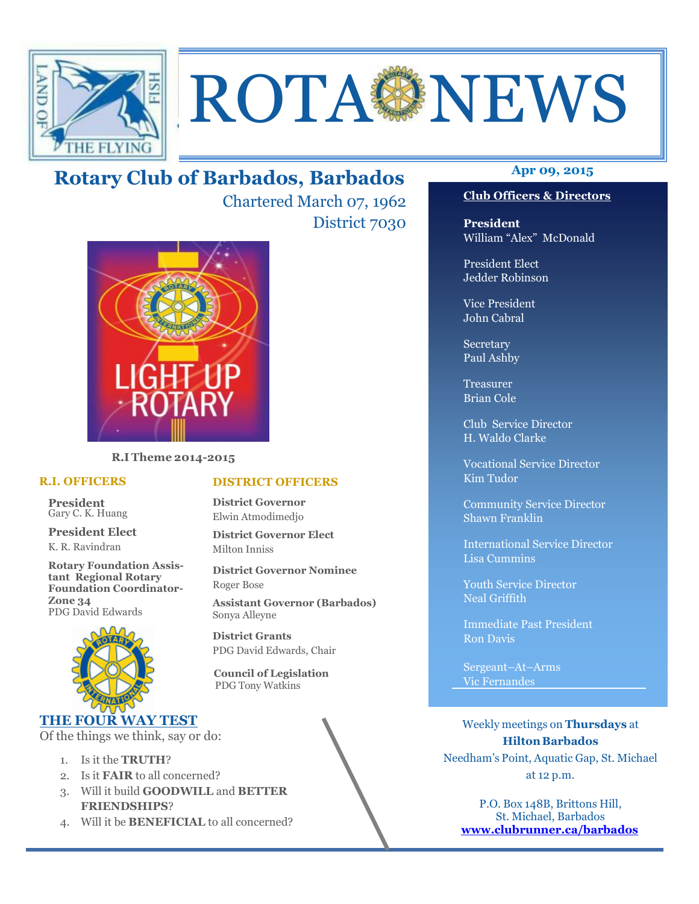# ROTA NEWS

## Rotary Club of Barbados, Barbados

Chartered March 07, 1962

District 7030

**Apr 09, 2015**

LIGHT UP ROTARY

**R.I Theme 2014-2015**

### R.I. OFFICERS

**President**
Gary C. K. Huang

**President Elect**
K. R. Ravindran

**Rotary Foundation Assistant Regional Rotary Foundation Coordinator-Zone 34**
PDG David Edwards

### DISTRICT OFFICERS

**District Governor**
Elwin Atmodimedjo

**District Governor Elect**
Milton Inniss

**District Governor Nominee**
Roger Bose

**Assistant Governor (Barbados)**
Sonya Alleyne

**District Grants**
PDG David Edwards, Chair

**Council of Legislation**
PDG Tony Watkins

### THE FOUR WAY TEST

Of the things we think, say or do:

1. Is it the **TRUTH**?
2. Is it **FAIR** to all concerned?
3. Will it build **GOODWILL** and **BETTER FRIENDSHIPS**?
4. Will it be **BENEFICIAL** to all concerned?

### Club Officers & Directors

**President**
William "Alex" McDonald

President Elect
Jedder Robinson

Vice President
John Cabral

Secretary
Paul Ashby

Treasurer
Brian Cole

Club Service Director
H. Waldo Clarke

Vocational Service Director
Kim Tudor

Community Service Director
Shawn Franklin

International Service Director
Lisa Cummins

Youth Service Director
Neal Griffith

Immediate Past President
Ron Davis

Sergeant–At–Arms
Vic Fernandes

Weekly meetings on **Thursdays** at
**Hilton Barbados**
Needham's Point, Aquatic Gap, St. Michael
at 12 p.m.

P.O. Box 148B, Brittons Hill,
St. Michael, Barbados
**www.clubrunner.ca/barbados**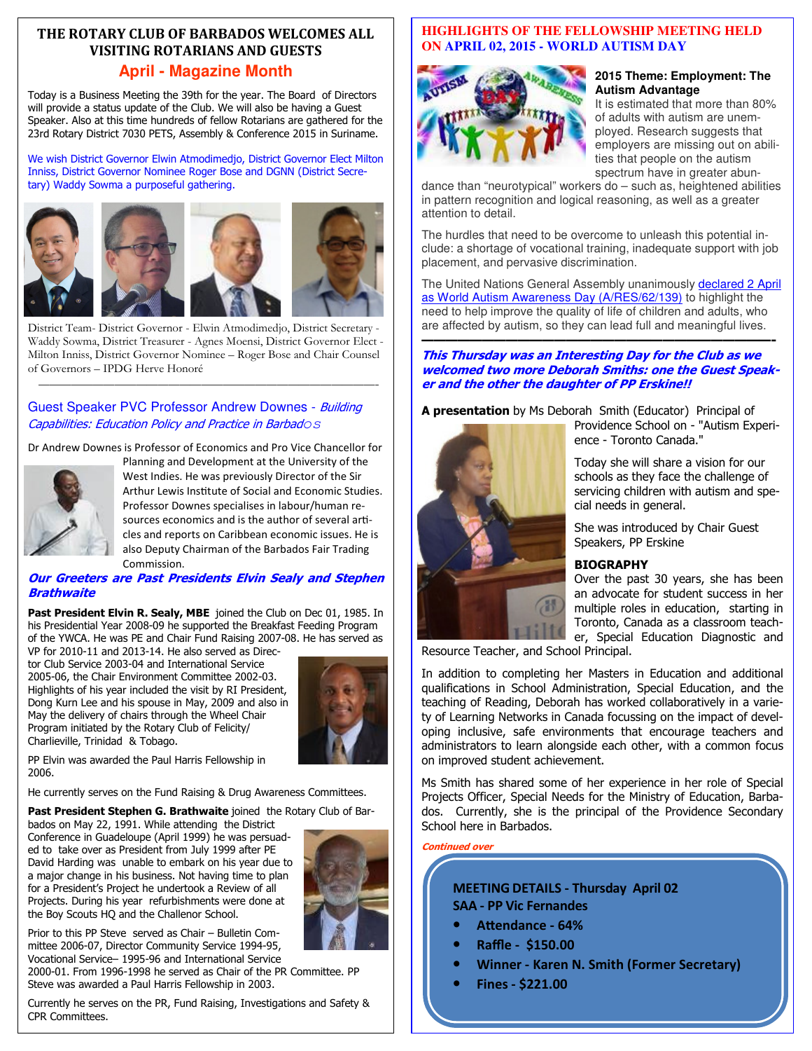## THE ROTARY CLUB OF BARBADOS WELCOMES ALL VISITING ROTARIANS AND GUESTS

### April - Magazine Month

Today is a Business Meeting the 39th for the year. The Board of Directors will provide a status update of the Club. We will also be having a Guest Speaker. Also at this time hundreds of fellow Rotarians are gathered for the 23rd Rotary District 7030 PETS, Assembly & Conference 2015 in Suriname.

We wish District Governor Elwin Atmodimedjo, District Governor Elect Milton Inniss, District Governor Nominee Roger Bose and DGNN (District Secretary) Waddy Sowma a purposeful gathering.

District Team- District Governor - Elwin Atmodimedjo, District Secretary - Waddy Sowma, District Treasurer - Agnes Moensi, District Governor Elect - Milton Inniss, District Governor Nominee – Roger Bose and Chair Counsel of Governors – IPDG Herve Honoré

---

### Guest Speaker PVC Professor Andrew Downes - *Building Capabilities: Education Policy and Practice in Barbados*

Dr Andrew Downes is Professor of Economics and Pro Vice Chancellor for Planning and Development at the University of the West Indies. He was previously Director of the Sir Arthur Lewis Institute of Social and Economic Studies. Professor Downes specialises in labour/human resources economics and is the author of several articles and reports on Caribbean economic issues. He is also Deputy Chairman of the Barbados Fair Trading Commission.

### *Our Greeters are Past Presidents Elvin Sealy and Stephen Brathwaite*

**Past President Elvin R. Sealy, MBE** joined the Club on Dec 01, 1985. In his Presidential Year 2008-09 he supported the Breakfast Feeding Program of the YWCA. He was PE and Chair Fund Raising 2007-08. He has served as VP for 2010-11 and 2013-14. He also served as Director Club Service 2003-04 and International Service 2005-06, the Chair Environment Committee 2002-03. Highlights of his year included the visit by RI President, Dong Kurn Lee and his spouse in May, 2009 and also in May the delivery of chairs through the Wheel Chair Program initiated by the Rotary Club of Felicity/ Charlieville, Trinidad & Tobago.

PP Elvin was awarded the Paul Harris Fellowship in 2006.

He currently serves on the Fund Raising & Drug Awareness Committees.

**Past President Stephen G. Brathwaite** joined the Rotary Club of Barbados on May 22, 1991. While attending the District Conference in Guadeloupe (April 1999) he was persuaded to take over as President from July 1999 after PE David Harding was unable to embark on his year due to a major change in his business. Not having time to plan for a President's Project he undertook a Review of all Projects. During his year refurbishments were done at the Boy Scouts HQ and the Challenor School.

Prior to this PP Steve served as Chair – Bulletin Committee 2006-07, Director Community Service 1994-95, Vocational Service– 1995-96 and International Service 2000-01. From 1996-1998 he served as Chair of the PR Committee. PP Steve was awarded a Paul Harris Fellowship in 2003.

Currently he serves on the PR, Fund Raising, Investigations and Safety & CPR Committees.

## HIGHLIGHTS OF THE FELLOWSHIP MEETING HELD ON APRIL 02, 2015 - WORLD AUTISM DAY

**2015 Theme: Employment: The Autism Advantage**

It is estimated that more than 80% of adults with autism are unemployed. Research suggests that employers are missing out on abilities that people on the autism spectrum have in greater abundance than "neurotypical" workers do – such as, heightened abilities in pattern recognition and logical reasoning, as well as a greater attention to detail.

The hurdles that need to be overcome to unleash this potential include: a shortage of vocational training, inadequate support with job placement, and pervasive discrimination.

The United Nations General Assembly unanimously declared 2 April as World Autism Awareness Day (A/RES/62/139) to highlight the need to help improve the quality of life of children and adults, who are affected by autism, so they can lead full and meaningful lives.

---

***This Thursday was an Interesting Day for the Club as we welcomed two more Deborah Smiths: one the Guest Speaker and the other the daughter of PP Erskine!!***

**A presentation** by Ms Deborah Smith (Educator) Principal of Providence School on - "Autism Experience - Toronto Canada."

Today she will share a vision for our schools as they face the challenge of servicing children with autism and special needs in general.

She was introduced by Chair Guest Speakers, PP Erskine

**BIOGRAPHY**

Over the past 30 years, she has been an advocate for student success in her multiple roles in education, starting in Toronto, Canada as a classroom teacher, Special Education Diagnostic and Resource Teacher, and School Principal.

In addition to completing her Masters in Education and additional qualifications in School Administration, Special Education, and the teaching of Reading, Deborah has worked collaboratively in a variety of Learning Networks in Canada focussing on the impact of developing inclusive, safe environments that encourage teachers and administrators to learn alongside each other, with a common focus on improved student achievement.

Ms Smith has shared some of her experience in her role of Special Projects Officer, Special Needs for the Ministry of Education, Barbados. Currently, she is the principal of the Providence Secondary School here in Barbados.

*Continued over*

**MEETING DETAILS - Thursday April 02**
**SAA - PP Vic Fernandes**

- **Attendance - 64%**
- **Raffle - $150.00**
- **Winner - Karen N. Smith (Former Secretary)**
- **Fines - $221.00**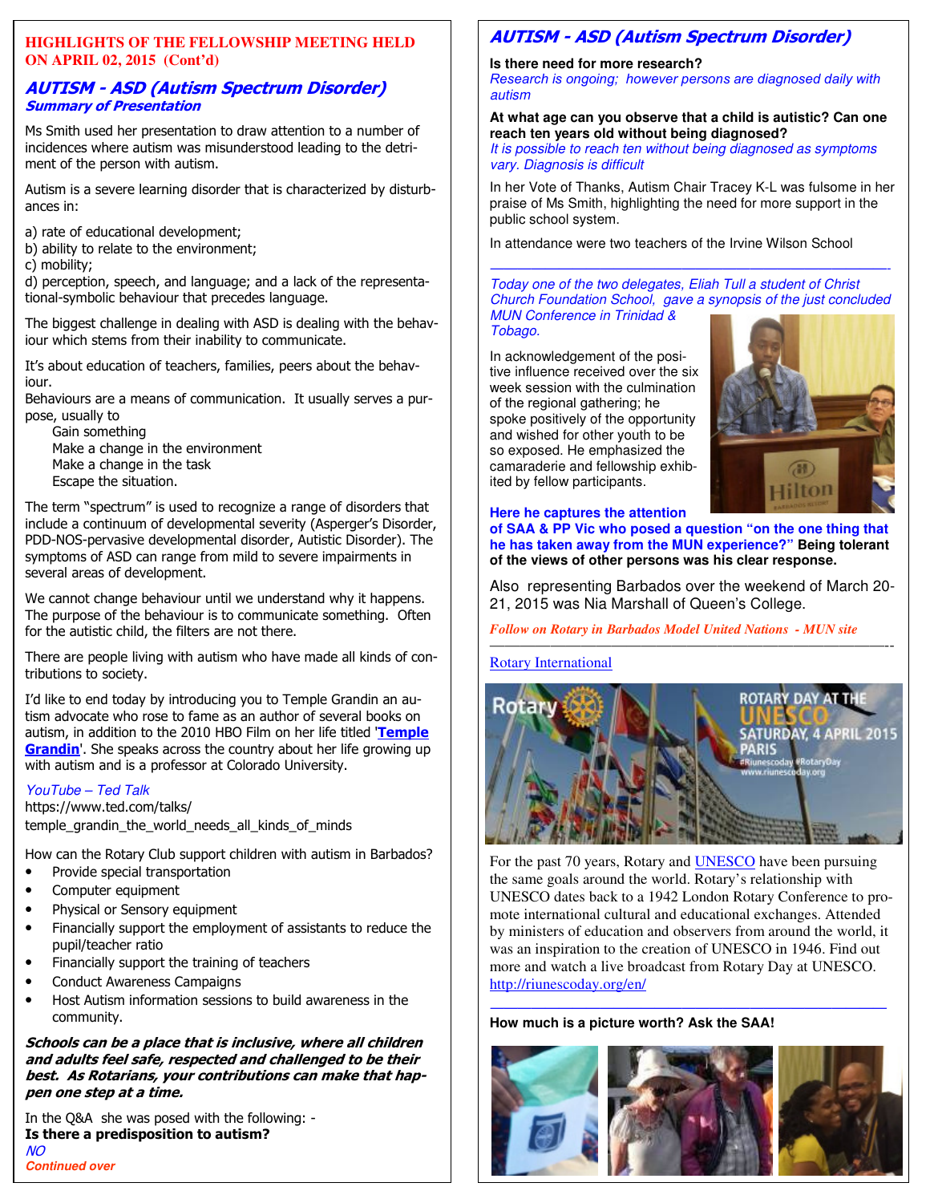**HIGHLIGHTS OF THE FELLOWSHIP MEETING HELD ON APRIL 02, 2015 (Cont'd)**

## AUTISM - ASD (Autism Spectrum Disorder)

### Summary of Presentation

Ms Smith used her presentation to draw attention to a number of incidences where autism was misunderstood leading to the detriment of the person with autism.

Autism is a severe learning disorder that is characterized by disturbances in:

a) rate of educational development;
b) ability to relate to the environment;
c) mobility;
d) perception, speech, and language; and a lack of the representational-symbolic behaviour that precedes language.

The biggest challenge in dealing with ASD is dealing with the behaviour which stems from their inability to communicate.

It's about education of teachers, families, peers about the behaviour.
Behaviours are a means of communication. It usually serves a purpose, usually to

Gain something
Make a change in the environment
Make a change in the task
Escape the situation.

The term "spectrum" is used to recognize a range of disorders that include a continuum of developmental severity (Asperger's Disorder, PDD-NOS-pervasive developmental disorder, Autistic Disorder). The symptoms of ASD can range from mild to severe impairments in several areas of development.

We cannot change behaviour until we understand why it happens. The purpose of the behaviour is to communicate something. Often for the autistic child, the filters are not there.

There are people living with autism who have made all kinds of contributions to society.

I'd like to end today by introducing you to Temple Grandin an autism advocate who rose to fame as an author of several books on autism, in addition to the 2010 HBO Film on her life titled '**Temple Grandin**'. She speaks across the country about her life growing up with autism and is a professor at Colorado University.

*YouTube – Ted Talk*
https://www.ted.com/talks/temple_grandin_the_world_needs_all_kinds_of_minds

How can the Rotary Club support children with autism in Barbados?

- Provide special transportation
- Computer equipment
- Physical or Sensory equipment
- Financially support the employment of assistants to reduce the pupil/teacher ratio
- Financially support the training of teachers
- Conduct Awareness Campaigns
- Host Autism information sessions to build awareness in the community.

***Schools can be a place that is inclusive, where all children and adults feel safe, respected and challenged to be their best. As Rotarians, your contributions can make that happen one step at a time.***

In the Q&A she was posed with the following: -
**Is there a predisposition to autism?**
*NO*

*Continued over*

## AUTISM - ASD (Autism Spectrum Disorder)

**Is there need for more research?**
*Research is ongoing; however persons are diagnosed daily with autism*

**At what age can you observe that a child is autistic? Can one reach ten years old without being diagnosed?**
*It is possible to reach ten without being diagnosed as symptoms vary. Diagnosis is difficult*

In her Vote of Thanks, Autism Chair Tracey K-L was fulsome in her praise of Ms Smith, highlighting the need for more support in the public school system.

In attendance were two teachers of the Irvine Wilson School

---

*Today one of the two delegates, Eliah Tull a student of Christ Church Foundation School, gave a synopsis of the just concluded MUN Conference in Trinidad & Tobago.*

In acknowledgement of the positive influence received over the six week session with the culmination of the regional gathering; he spoke positively of the opportunity and wished for other youth to be so exposed. He emphasized the camaraderie and fellowship exhibited by fellow participants.

**Here he captures the attention of SAA & PP Vic who posed a question "on the one thing that he has taken away from the MUN experience?" Being tolerant of the views of other persons was his clear response.**

Also representing Barbados over the weekend of March 20-21, 2015 was Nia Marshall of Queen's College.

*Follow on Rotary in Barbados Model United Nations - MUN site*

---

Rotary International

For the past 70 years, Rotary and UNESCO have been pursuing the same goals around the world. Rotary's relationship with UNESCO dates back to a 1942 London Rotary Conference to promote international cultural and educational exchanges. Attended by ministers of education and observers from around the world, it was an inspiration to the creation of UNESCO in 1946. Find out more and watch a live broadcast from Rotary Day at UNESCO.
http://riunescoday.org/en/

---

**How much is a picture worth? Ask the SAA!**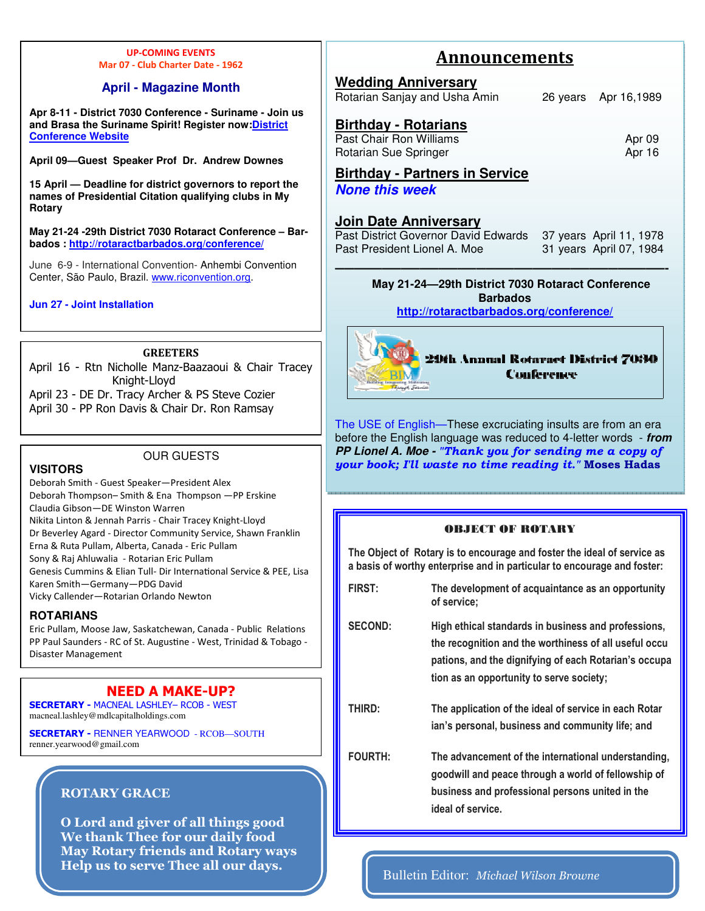**UP-COMING EVENTS**
**Mar 07 - Club Charter Date - 1962**

## April - Magazine Month

**Apr 8-11 - District 7030 Conference - Suriname - Join us and Brasa the Suriname Spirit! Register now:District Conference Website**

**April 09—Guest Speaker Prof Dr. Andrew Downes**

**15 April — Deadline for district governors to report the names of Presidential Citation qualifying clubs in My Rotary**

**May 21-24 -29th District 7030 Rotaract Conference – Barbados : http://rotaractbarbados.org/conference/**

June 6-9 - International Convention- Anhembi Convention Center, São Paulo, Brazil. www.riconvention.org.

**Jun 27 - Joint Installation**

### GREETERS

April 16 - Rtn Nicholle Manz-Baazaoui & Chair Tracey Knight-Lloyd
April 23 - DE Dr. Tracy Archer & PS Steve Cozier
April 30 - PP Ron Davis & Chair Dr. Ron Ramsay

### OUR GUESTS

**VISITORS**

Deborah Smith - Guest Speaker—President Alex
Deborah Thompson– Smith & Ena Thompson —PP Erskine
Claudia Gibson—DE Winston Warren
Nikita Linton & Jennah Parris - Chair Tracey Knight-Lloyd
Dr Beverley Agard - Director Community Service, Shawn Franklin
Erna & Ruta Pullam, Alberta, Canada - Eric Pullam
Sony & Raj Ahluwalia - Rotarian Eric Pullam
Genesis Cummins & Elian Tull- Dir International Service & PEE, Lisa
Karen Smith—Germany—PDG David
Vicky Callender—Rotarian Orlando Newton

**ROTARIANS**

Eric Pullam, Moose Jaw, Saskatchewan, Canada - Public Relations
PP Paul Saunders - RC of St. Augustine - West, Trinidad & Tobago - Disaster Management

### NEED A MAKE-UP?

**SECRETARY -** MACNEAL LASHLEY– RCOB - WEST
macneal.lashley@mdlcapitalholdings.com

**SECRETARY -** RENNER YEARWOOD - RCOB—SOUTH
renner.yearwood@gmail.com

### ROTARY GRACE

**O Lord and giver of all things good**
**We thank Thee for our daily food**
**May Rotary friends and Rotary ways**
**Help us to serve Thee all our days.**

# Announcements

## Wedding Anniversary

| | | |
|---|---|---|
| Rotarian Sanjay and Usha Amin | 26 years | Apr 16,1989 |

## Birthday - Rotarians

| | |
|---|---|
| Past Chair Ron Williams | Apr 09 |
| Rotarian Sue Springer | Apr 16 |

## Birthday - Partners in Service

***None this week***

## Join Date Anniversary

| | | |
|---|---|---|
| Past District Governor David Edwards | 37 years | April 11, 1978 |
| Past President Lionel A. Moe | 31 years | April 07, 1984 |

---

**May 21-24—29th District 7030 Rotaract Conference Barbados**
**http://rotaractbarbados.org/conference/**

**29th Annual Rotaract District 7030 Conference**

The USE of English—These excruciating insults are from an era before the English language was reduced to 4-letter words - ***from PP Lionel A. Moe*** - ***"Thank you for sending me a copy of your book; I'll waste no time reading it."*** **Moses Hadas**

### OBJECT OF ROTARY

**The Object of Rotary is to encourage and foster the ideal of service as a basis of worthy enterprise and in particular to encourage and foster:**

**FIRST:** The development of acquaintance as an opportunity of service;

**SECOND:** High ethical standards in business and professions, the recognition and the worthiness of all useful occupations, and the dignifying of each Rotarian's occupation as an opportunity to serve society;

**THIRD:** The application of the ideal of service in each Rotarian's personal, business and community life; and

**FOURTH:** The advancement of the international understanding, goodwill and peace through a world of fellowship of business and professional persons united in the ideal of service.

Bulletin Editor: *Michael Wilson Browne*